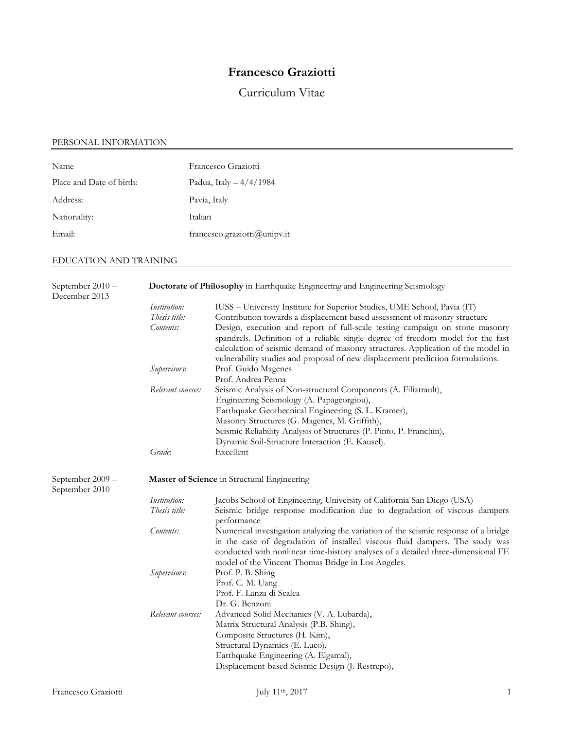# Francesco Graziotti

Curriculum Vitae

## PERSONAL INFORMATION

| | |
|---|---|
| Name | Francesco Graziotti |
| Place and Date of birth: | Padua, Italy – 4/4/1984 |
| Address: | Pavia, Italy |
| Nationality: | Italian |
| Email: | francesco.graziotti@unipv.it |

## EDUCATION AND TRAINING

**September 2010 – December 2013**

**Doctorate of Philosophy** in Earthquake Engineering and Engineering Seismology

*Institution:* IUSS – University Institute for Superior Studies, UME School, Pavia (IT)

*Thesis title:* Contribution towards a displacement based assessment of masonry structure

*Contents:* Design, execution and report of full-scale testing campaign on stone masonry spandrels. Definition of a reliable single degree of freedom model for the fast calculation of seismic demand of masonry structures. Application of the model in vulnerability studies and proposal of new displacement prediction formulations.

*Supervisors*: Prof. Guido Magenes
Prof. Andrea Penna

*Relevant courses:* Seismic Analysis of Non-structural Components (A. Filiatrault),
Engineering Seismology (A. Papageorgiou),
Earthquake Geotecnical Engineering (S. L. Kramer),
Masonry Structures (G. Magenes, M. Griffith),
Seismic Reliability Analysis of Structures (P. Pinto, P. Franchin),
Dynamic Soil-Structure Interaction (E. Kausel).

*Grade*: Excellent

**September 2009 – September 2010**

**Master of Science** in Structural Engineering

*Institution:* Jacobs School of Engineering, University of California San Diego (USA)

*Thesis title:* Seismic bridge response modification due to degradation of viscous dampers performance

*Contents:* Numerical investigation analyzing the variation of the seismic response of a bridge in the case of degradation of installed viscous fluid dampers. The study was conducted with nonlinear time-history analyses of a detailed three-dimensional FE model of the Vincent Thomas Bridge in Los Angeles.

*Supervisors*: Prof. P. B. Shing
Prof. C. M. Uang
Prof. F. Lanza di Scalea
Dr. G. Benzoni

*Relevant courses:* Advanced Solid Mechanics (V. A. Lubarda),
Matrix Structural Analysis (P.B. Shing),
Composite Structures (H. Kim),
Structural Dynamics (E. Luco),
Earthquake Engineering (A. Elgamal),
Displacement-based Seismic Design (J. Restrepo),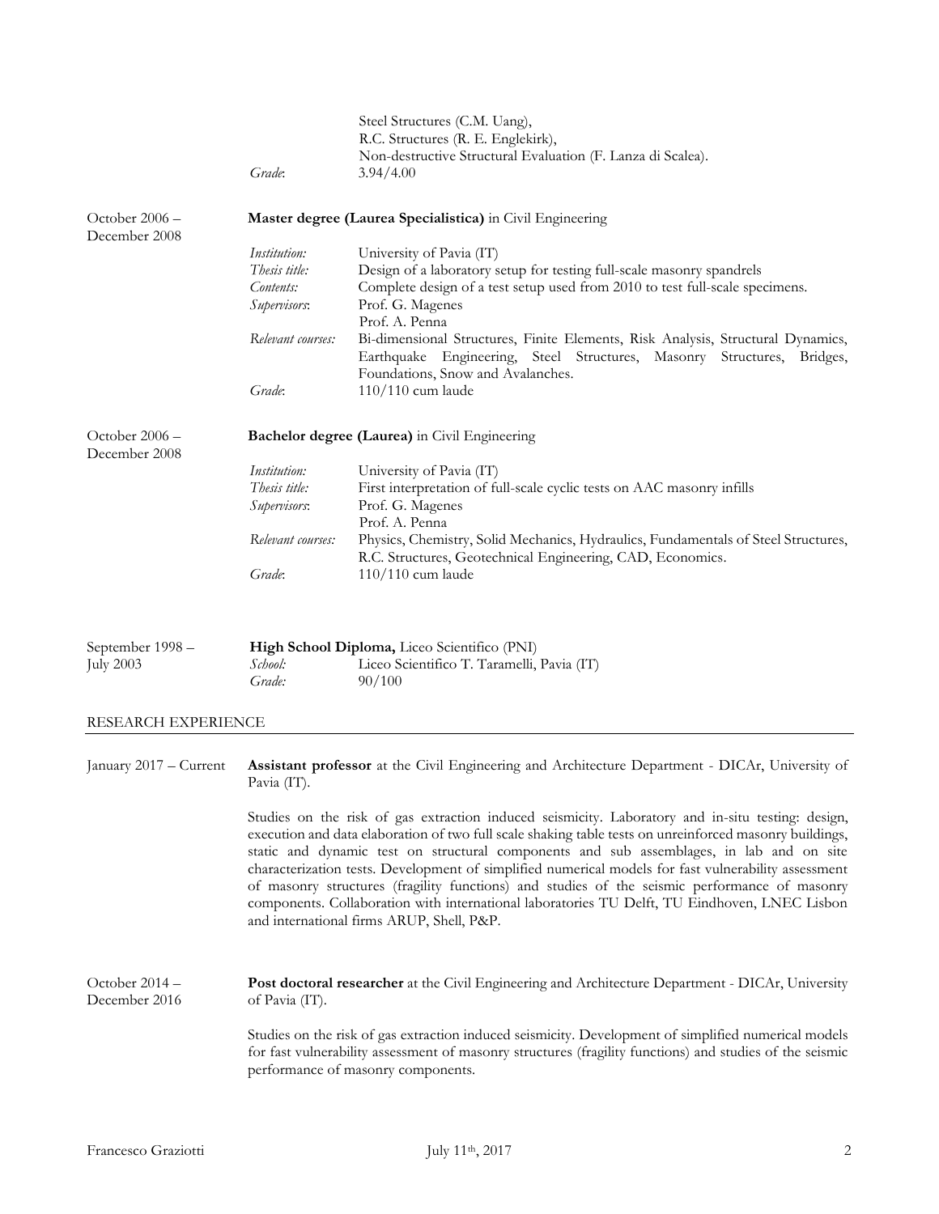Steel Structures (C.M. Uang),
R.C. Structures (R. E. Englekirk),
Non-destructive Structural Evaluation (F. Lanza di Scalea).

*Grade*: 3.94/4.00

October 2006 – December 2008

**Master degree (Laurea Specialistica)** in Civil Engineering

*Institution:* University of Pavia (IT)
*Thesis title:* Design of a laboratory setup for testing full-scale masonry spandrels
*Contents:* Complete design of a test setup used from 2010 to test full-scale specimens.
*Supervisors*: Prof. G. Magenes
Prof. A. Penna
*Relevant courses:* Bi-dimensional Structures, Finite Elements, Risk Analysis, Structural Dynamics, Earthquake Engineering, Steel Structures, Masonry Structures, Bridges, Foundations, Snow and Avalanches.
*Grade*: 110/110 cum laude

October 2006 – December 2008

**Bachelor degree (Laurea)** in Civil Engineering

*Institution:* University of Pavia (IT)
*Thesis title:* First interpretation of full-scale cyclic tests on AAC masonry infills
*Supervisors*: Prof. G. Magenes
Prof. A. Penna
*Relevant courses:* Physics, Chemistry, Solid Mechanics, Hydraulics, Fundamentals of Steel Structures, R.C. Structures, Geotechnical Engineering, CAD, Economics.
*Grade*: 110/110 cum laude

September 1998 – July 2003

**High School Diploma,** Liceo Scientifico (PNI)

*School:* Liceo Scientifico T. Taramelli, Pavia (IT)
*Grade:* 90/100

## RESEARCH EXPERIENCE

January 2017 – Current

**Assistant professor** at the Civil Engineering and Architecture Department - DICAr, University of Pavia (IT).

Studies on the risk of gas extraction induced seismicity. Laboratory and in-situ testing: design, execution and data elaboration of two full scale shaking table tests on unreinforced masonry buildings, static and dynamic test on structural components and sub assemblages, in lab and on site characterization tests. Development of simplified numerical models for fast vulnerability assessment of masonry structures (fragility functions) and studies of the seismic performance of masonry components. Collaboration with international laboratories TU Delft, TU Eindhoven, LNEC Lisbon and international firms ARUP, Shell, P&P.

October 2014 – December 2016

**Post doctoral researcher** at the Civil Engineering and Architecture Department - DICAr, University of Pavia (IT).

Studies on the risk of gas extraction induced seismicity. Development of simplified numerical models for fast vulnerability assessment of masonry structures (fragility functions) and studies of the seismic performance of masonry components.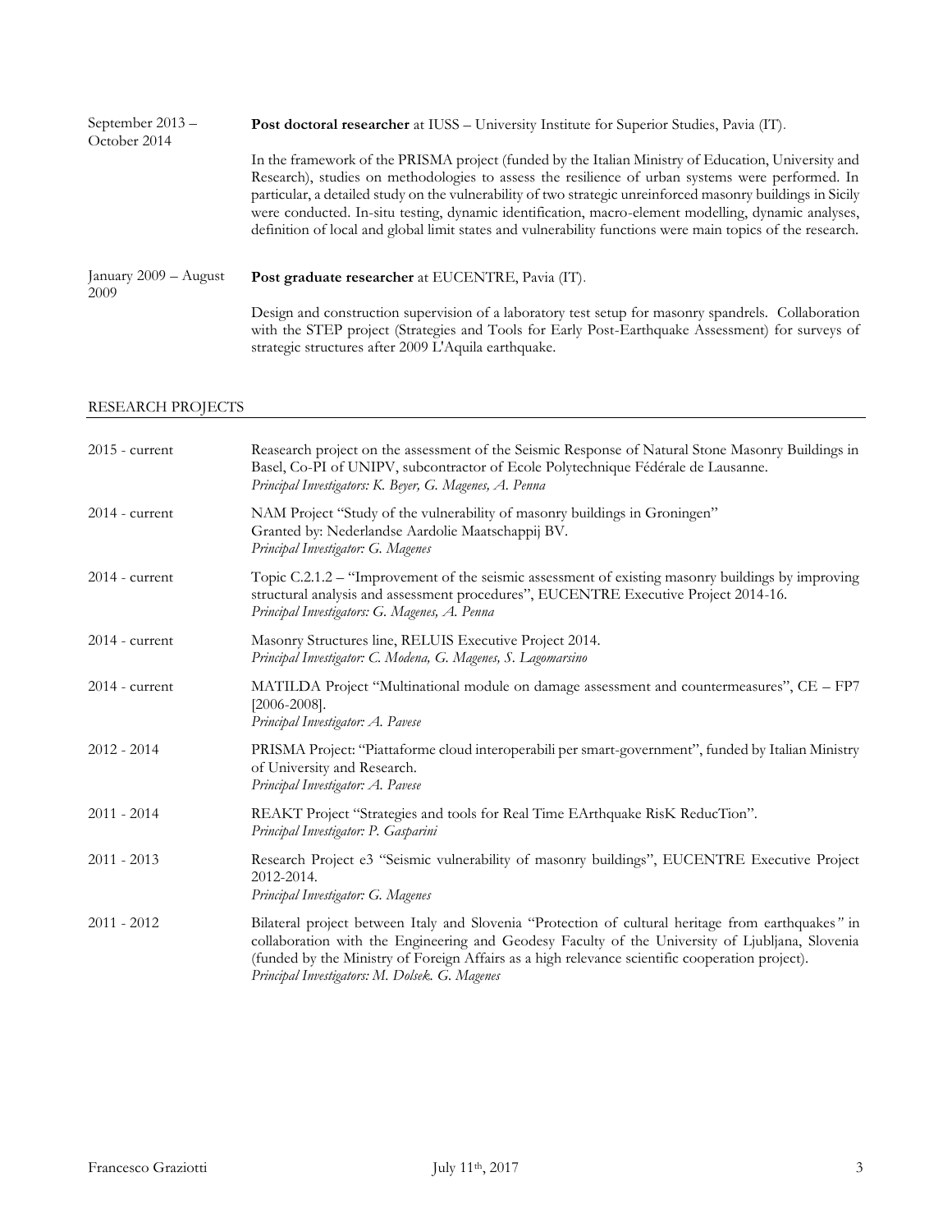| | |
|---|---|
| September 2013 – October 2014 | **Post doctoral researcher** at IUSS – University Institute for Superior Studies, Pavia (IT). |
| | In the framework of the PRISMA project (funded by the Italian Ministry of Education, University and Research), studies on methodologies to assess the resilience of urban systems were performed. In particular, a detailed study on the vulnerability of two strategic unreinforced masonry buildings in Sicily were conducted. In-situ testing, dynamic identification, macro-element modelling, dynamic analyses, definition of local and global limit states and vulnerability functions were main topics of the research. |
| January 2009 – August 2009 | **Post graduate researcher** at EUCENTRE, Pavia (IT). |
| | Design and construction supervision of a laboratory test setup for masonry spandrels. Collaboration with the STEP project (Strategies and Tools for Early Post-Earthquake Assessment) for surveys of strategic structures after 2009 L'Aquila earthquake. |

## RESEARCH PROJECTS

| | |
|---|---|
| 2015 - current | Reasearch project on the assessment of the Seismic Response of Natural Stone Masonry Buildings in Basel, Co-PI of UNIPV, subcontractor of Ecole Polytechnique Fédérale de Lausanne.<br>*Principal Investigators: K. Beyer, G. Magenes, A. Penna* |
| 2014 - current | NAM Project "Study of the vulnerability of masonry buildings in Groningen"<br>Granted by: Nederlandse Aardolie Maatschappij BV.<br>*Principal Investigator: G. Magenes* |
| 2014 - current | Topic C.2.1.2 – "Improvement of the seismic assessment of existing masonry buildings by improving structural analysis and assessment procedures", EUCENTRE Executive Project 2014-16.<br>*Principal Investigators: G. Magenes, A. Penna* |
| 2014 - current | Masonry Structures line, RELUIS Executive Project 2014.<br>*Principal Investigator: C. Modena, G. Magenes, S. Lagomarsino* |
| 2014 - current | MATILDA Project "Multinational module on damage assessment and countermeasures", CE – FP7 [2006-2008].<br>*Principal Investigator: A. Pavese* |
| 2012 - 2014 | PRISMA Project: "Piattaforme cloud interoperabili per smart-government", funded by Italian Ministry of University and Research.<br>*Principal Investigator: A. Pavese* |
| 2011 - 2014 | REAKT Project "Strategies and tools for Real Time EArthquake RisK ReducTion".<br>*Principal Investigator: P. Gasparini* |
| 2011 - 2013 | Research Project e3 "Seismic vulnerability of masonry buildings", EUCENTRE Executive Project 2012-2014.<br>*Principal Investigator: G. Magenes* |
| 2011 - 2012 | Bilateral project between Italy and Slovenia "Protection of cultural heritage from earthquakes" in collaboration with the Engineering and Geodesy Faculty of the University of Ljubljana, Slovenia (funded by the Ministry of Foreign Affairs as a high relevance scientific cooperation project).<br>*Principal Investigators: M. Dolsek. G. Magenes* |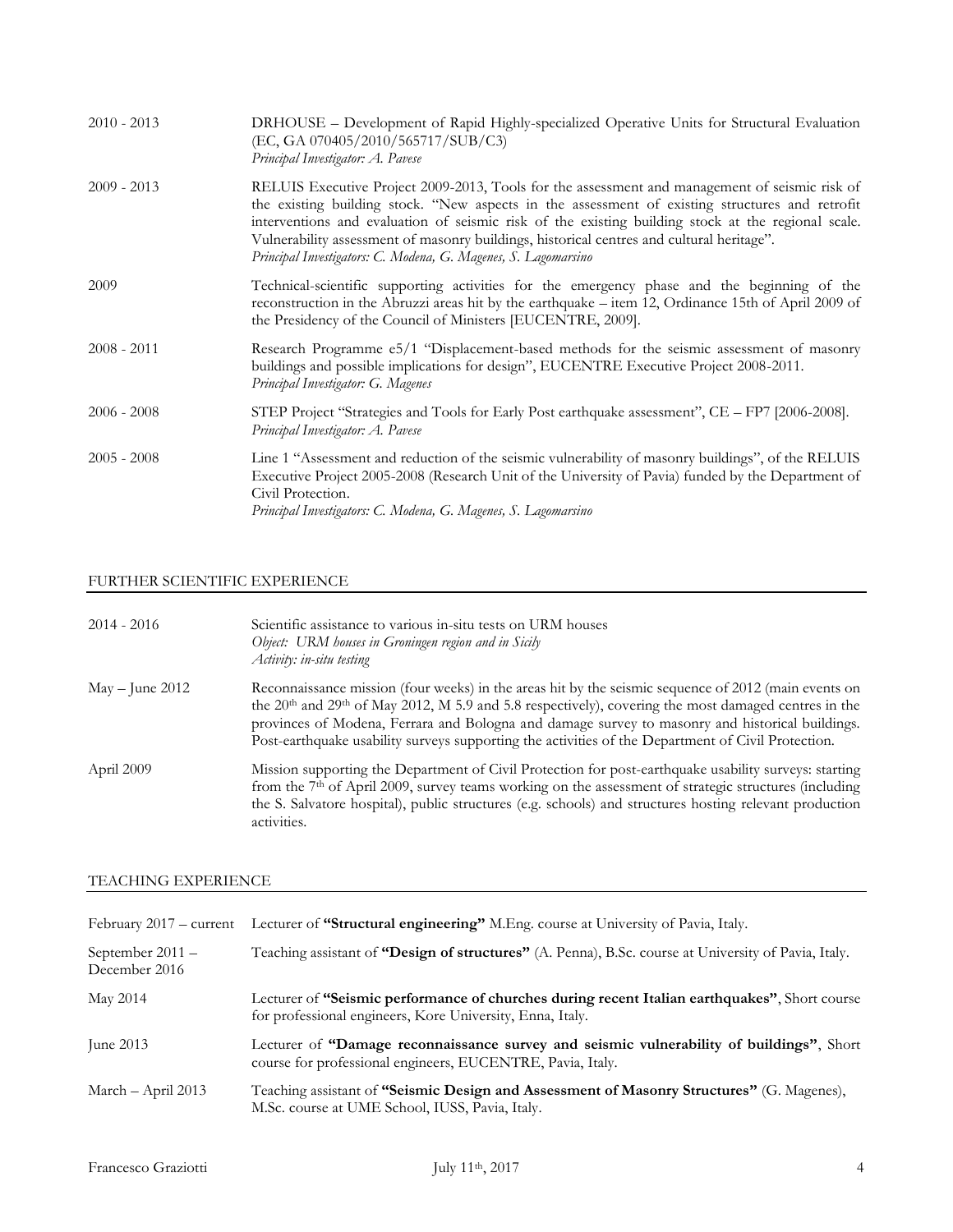| | |
|---|---|
| 2010 - 2013 | DRHOUSE – Development of Rapid Highly-specialized Operative Units for Structural Evaluation (EC, GA 070405/2010/565717/SUB/C3)<br>*Principal Investigator: A. Pavese* |
| 2009 - 2013 | RELUIS Executive Project 2009-2013, Tools for the assessment and management of seismic risk of the existing building stock. "New aspects in the assessment of existing structures and retrofit interventions and evaluation of seismic risk of the existing building stock at the regional scale. Vulnerability assessment of masonry buildings, historical centres and cultural heritage".<br>*Principal Investigators: C. Modena, G. Magenes, S. Lagomarsino* |
| 2009 | Technical-scientific supporting activities for the emergency phase and the beginning of the reconstruction in the Abruzzi areas hit by the earthquake – item 12, Ordinance 15th of April 2009 of the Presidency of the Council of Ministers [EUCENTRE, 2009]. |
| 2008 - 2011 | Research Programme e5/1 "Displacement-based methods for the seismic assessment of masonry buildings and possible implications for design", EUCENTRE Executive Project 2008-2011.<br>*Principal Investigator: G. Magenes* |
| 2006 - 2008 | STEP Project "Strategies and Tools for Early Post earthquake assessment", CE – FP7 [2006-2008].<br>*Principal Investigator: A. Pavese* |
| 2005 - 2008 | Line 1 "Assessment and reduction of the seismic vulnerability of masonry buildings", of the RELUIS Executive Project 2005-2008 (Research Unit of the University of Pavia) funded by the Department of Civil Protection.<br>*Principal Investigators: C. Modena, G. Magenes, S. Lagomarsino* |

## FURTHER SCIENTIFIC EXPERIENCE

| | |
|---|---|
| 2014 - 2016 | Scientific assistance to various in-situ tests on URM houses<br>*Object: URM houses in Groningen region and in Sicily*<br>*Activity: in-situ testing* |
| May – June 2012 | Reconnaissance mission (four weeks) in the areas hit by the seismic sequence of 2012 (main events on the 20th and 29th of May 2012, M 5.9 and 5.8 respectively), covering the most damaged centres in the provinces of Modena, Ferrara and Bologna and damage survey to masonry and historical buildings. Post-earthquake usability surveys supporting the activities of the Department of Civil Protection. |
| April 2009 | Mission supporting the Department of Civil Protection for post-earthquake usability surveys: starting from the 7th of April 2009, survey teams working on the assessment of strategic structures (including the S. Salvatore hospital), public structures (e.g. schools) and structures hosting relevant production activities. |

## TEACHING EXPERIENCE

| | |
|---|---|
| February 2017 – current | Lecturer of **"Structural engineering"** M.Eng. course at University of Pavia, Italy. |
| September 2011 – December 2016 | Teaching assistant of **"Design of structures"** (A. Penna), B.Sc. course at University of Pavia, Italy. |
| May 2014 | Lecturer of **"Seismic performance of churches during recent Italian earthquakes"**, Short course for professional engineers, Kore University, Enna, Italy. |
| June 2013 | Lecturer of **"Damage reconnaissance survey and seismic vulnerability of buildings"**, Short course for professional engineers, EUCENTRE, Pavia, Italy. |
| March – April 2013 | Teaching assistant of **"Seismic Design and Assessment of Masonry Structures"** (G. Magenes), M.Sc. course at UME School, IUSS, Pavia, Italy. |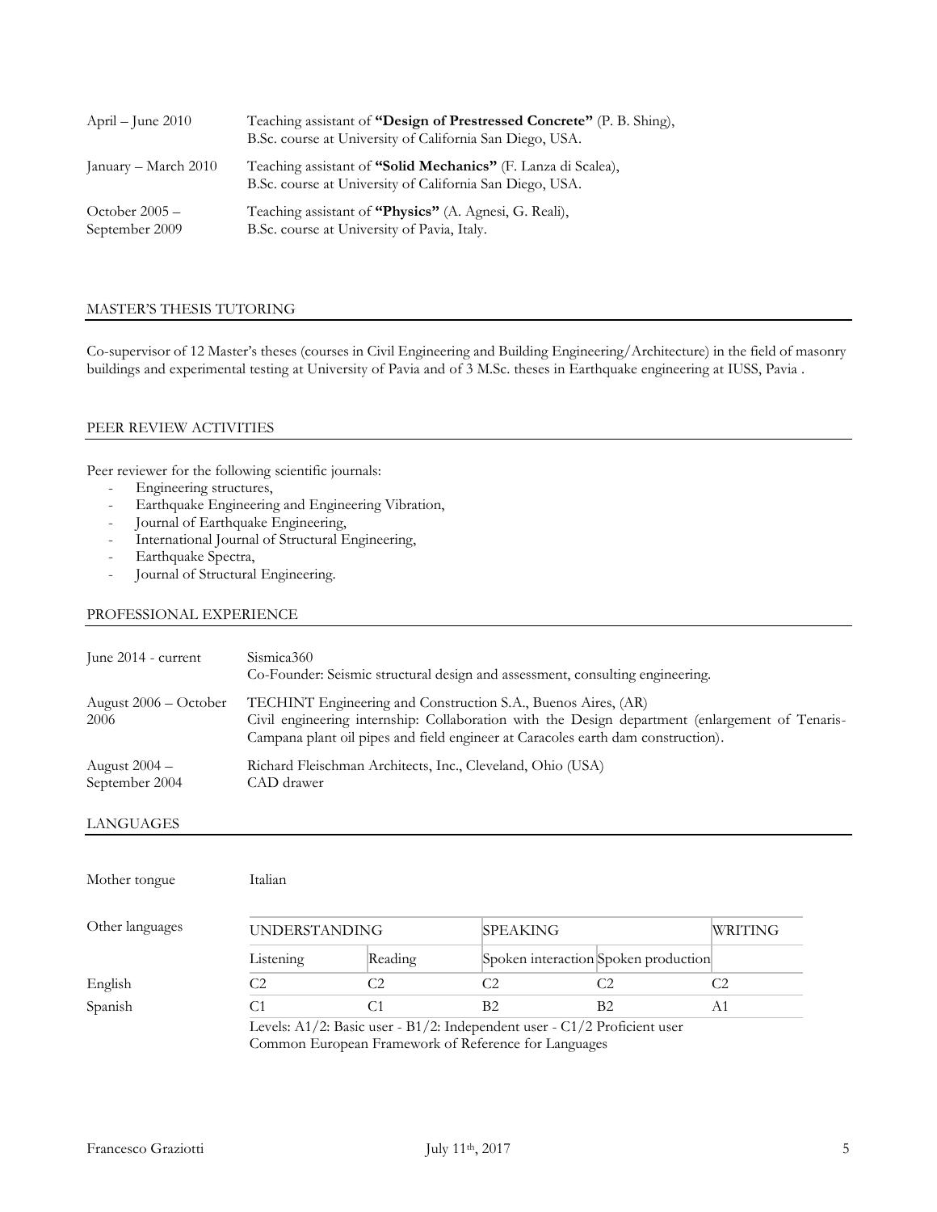| | |
|---|---|
| April – June 2010 | Teaching assistant of **"Design of Prestressed Concrete"** (P. B. Shing), B.Sc. course at University of California San Diego, USA. |
| January – March 2010 | Teaching assistant of **"Solid Mechanics"** (F. Lanza di Scalea), B.Sc. course at University of California San Diego, USA. |
| October 2005 – September 2009 | Teaching assistant of **"Physics"** (A. Agnesi, G. Reali), B.Sc. course at University of Pavia, Italy. |

## MASTER'S THESIS TUTORING

Co-supervisor of 12 Master's theses (courses in Civil Engineering and Building Engineering/Architecture) in the field of masonry buildings and experimental testing at University of Pavia and of 3 M.Sc. theses in Earthquake engineering at IUSS, Pavia .

## PEER REVIEW ACTIVITIES

Peer reviewer for the following scientific journals:

- Engineering structures,
- Earthquake Engineering and Engineering Vibration,
- Journal of Earthquake Engineering,
- International Journal of Structural Engineering,
- Earthquake Spectra,
- Journal of Structural Engineering.

## PROFESSIONAL EXPERIENCE

| | |
|---|---|
| June 2014 - current | Sismica360<br>Co-Founder: Seismic structural design and assessment, consulting engineering. |
| August 2006 – October 2006 | TECHINT Engineering and Construction S.A., Buenos Aires, (AR)<br>Civil engineering internship: Collaboration with the Design department (enlargement of Tenaris-Campana plant oil pipes and field engineer at Caracoles earth dam construction). |
| August 2004 – September 2004 | Richard Fleischman Architects, Inc., Cleveland, Ohio (USA)<br>CAD drawer |

## LANGUAGES

Mother tongue: Italian

| Other languages | UNDERSTANDING | | SPEAKING | | WRITING |
|---|---|---|---|---|---|
| | Listening | Reading | Spoken interaction | Spoken production | |
| English | C2 | C2 | C2 | C2 | C2 |
| Spanish | C1 | C1 | B2 | B2 | A1 |

Levels: A1/2: Basic user - B1/2: Independent user - C1/2 Proficient user
Common European Framework of Reference for Languages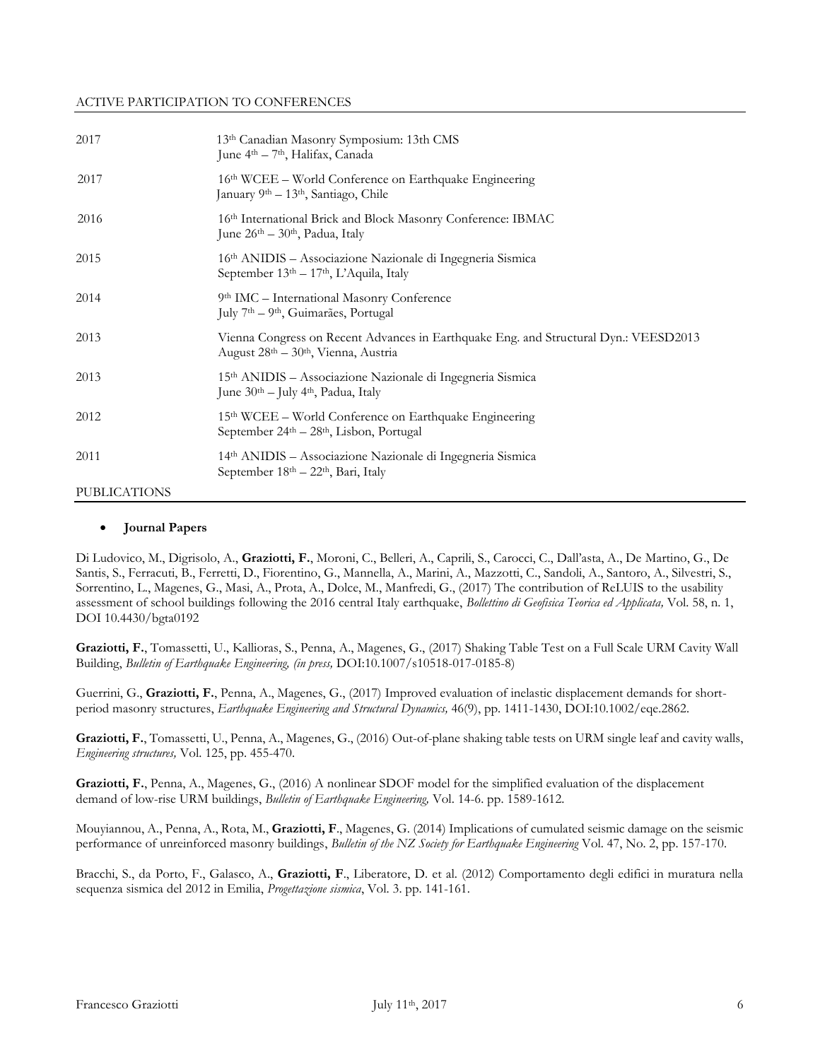## ACTIVE PARTICIPATION TO CONFERENCES

| | |
|---|---|
| 2017 | 13th Canadian Masonry Symposium: 13th CMS<br>June 4th – 7th, Halifax, Canada |
| 2017 | 16th WCEE – World Conference on Earthquake Engineering<br>January 9th – 13th, Santiago, Chile |
| 2016 | 16th International Brick and Block Masonry Conference: IBMAC<br>June 26th – 30th, Padua, Italy |
| 2015 | 16th ANIDIS – Associazione Nazionale di Ingegneria Sismica<br>September 13th – 17th, L'Aquila, Italy |
| 2014 | 9th IMC – International Masonry Conference<br>July 7th – 9th, Guimarães, Portugal |
| 2013 | Vienna Congress on Recent Advances in Earthquake Eng. and Structural Dyn.: VEESD2013<br>August 28th – 30th, Vienna, Austria |
| 2013 | 15th ANIDIS – Associazione Nazionale di Ingegneria Sismica<br>June 30th – July 4th, Padua, Italy |
| 2012 | 15th WCEE – World Conference on Earthquake Engineering<br>September 24th – 28th, Lisbon, Portugal |
| 2011 | 14th ANIDIS – Associazione Nazionale di Ingegneria Sismica<br>September 18th – 22th, Bari, Italy |

## PUBLICATIONS

- **Journal Papers**

Di Ludovico, M., Digrisolo, A., **Graziotti, F.**, Moroni, C., Belleri, A., Caprili, S., Carocci, C., Dall'asta, A., De Martino, G., De Santis, S., Ferracuti, B., Ferretti, D., Fiorentino, G., Mannella, A., Marini, A., Mazzotti, C., Sandoli, A., Santoro, A., Silvestri, S., Sorrentino, L., Magenes, G., Masi, A., Prota, A., Dolce, M., Manfredi, G., (2017) The contribution of ReLUIS to the usability assessment of school buildings following the 2016 central Italy earthquake, *Bollettino di Geofisica Teorica ed Applicata,* Vol. 58, n. 1, DOI 10.4430/bgta0192

**Graziotti, F.**, Tomassetti, U., Kallioras, S., Penna, A., Magenes, G., (2017) Shaking Table Test on a Full Scale URM Cavity Wall Building, *Bulletin of Earthquake Engineering, (in press,* DOI:10.1007/s10518-017-0185-8)

Guerrini, G., **Graziotti, F.**, Penna, A., Magenes, G., (2017) Improved evaluation of inelastic displacement demands for short-period masonry structures, *Earthquake Engineering and Structural Dynamics,* 46(9), pp. 1411-1430, DOI:10.1002/eqe.2862.

**Graziotti, F.**, Tomassetti, U., Penna, A., Magenes, G., (2016) Out-of-plane shaking table tests on URM single leaf and cavity walls, *Engineering structures,* Vol. 125, pp. 455-470.

**Graziotti, F.**, Penna, A., Magenes, G., (2016) A nonlinear SDOF model for the simplified evaluation of the displacement demand of low-rise URM buildings, *Bulletin of Earthquake Engineering,* Vol. 14-6. pp. 1589-1612.

Mouyiannou, A., Penna, A., Rota, M., **Graziotti, F**., Magenes, G. (2014) Implications of cumulated seismic damage on the seismic performance of unreinforced masonry buildings, *Bulletin of the NZ Society for Earthquake Engineering* Vol. 47, No. 2, pp. 157-170.

Bracchi, S., da Porto, F., Galasco, A., **Graziotti, F**., Liberatore, D. et al. (2012) Comportamento degli edifici in muratura nella sequenza sismica del 2012 in Emilia, *Progettazione sismica*, Vol. 3. pp. 141-161.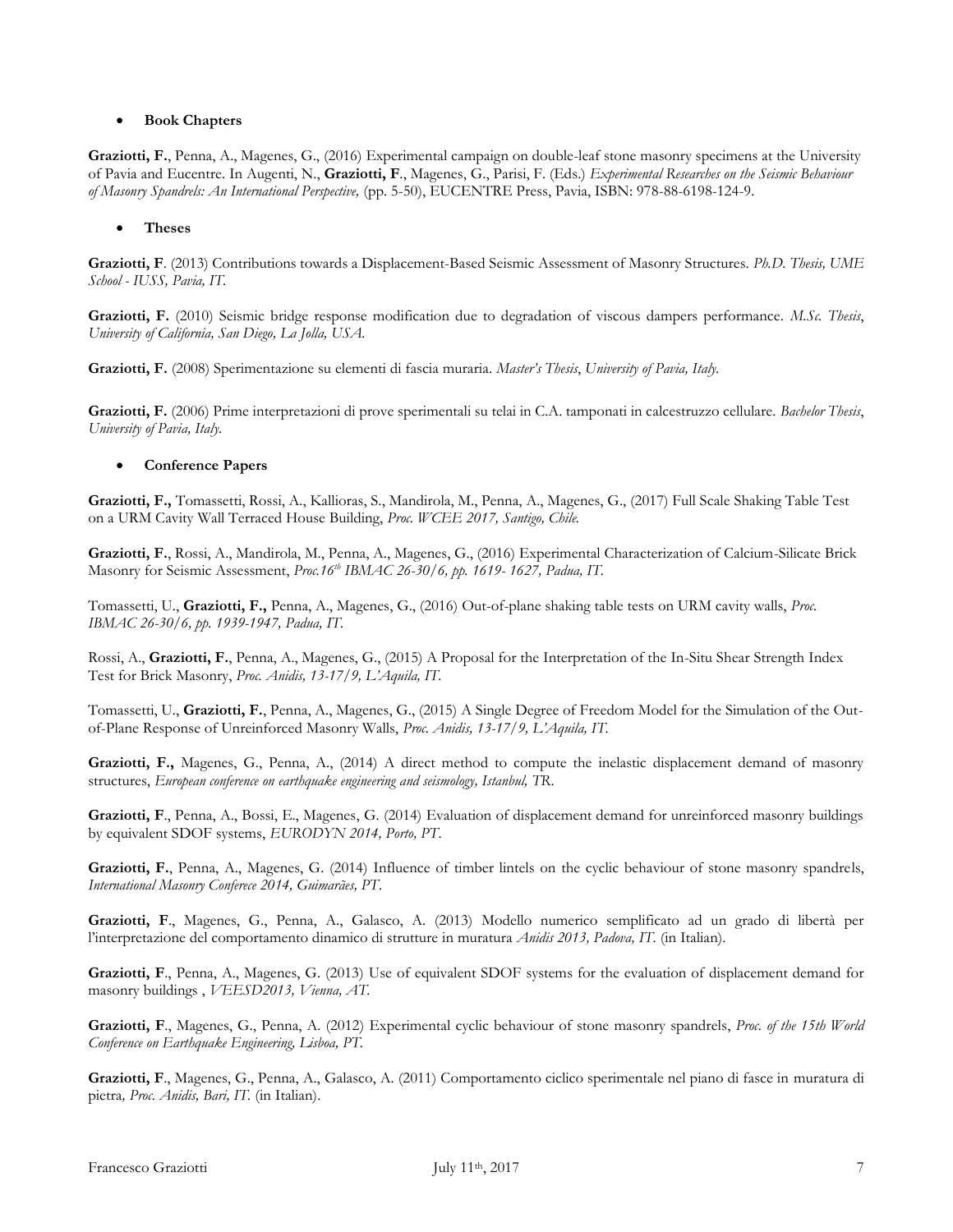- **Book Chapters**

**Graziotti, F**., Penna, A., Magenes, G., (2016) Experimental campaign on double-leaf stone masonry specimens at the University of Pavia and Eucentre. In Augenti, N., **Graziotti, F**., Magenes, G., Parisi, F. (Eds.) *Experimental Researches on the Seismic Behaviour of Masonry Spandrels: An International Perspective,* (pp. 5-50), EUCENTRE Press, Pavia, ISBN: 978-88-6198-124-9.

- **Theses**

**Graziotti, F**. (2013) Contributions towards a Displacement-Based Seismic Assessment of Masonry Structures. *Ph.D. Thesis, UME School - IUSS, Pavia, IT.*

**Graziotti, F.** (2010) Seismic bridge response modification due to degradation of viscous dampers performance. *M.Sc. Thesis*, *University of California, San Diego, La Jolla, USA.*

**Graziotti, F.** (2008) Sperimentazione su elementi di fascia muraria. *Master's Thesis*, *University of Pavia, Italy.*

**Graziotti, F.** (2006) Prime interpretazioni di prove sperimentali su telai in C.A. tamponati in calcestruzzo cellulare. *Bachelor Thesis*, *University of Pavia, Italy.*

- **Conference Papers**

**Graziotti, F.,** Tomassetti, Rossi, A., Kallioras, S., Mandirola, M., Penna, A., Magenes, G., (2017) Full Scale Shaking Table Test on a URM Cavity Wall Terraced House Building, *Proc. WCEE 2017, Santigo, Chile.*

**Graziotti, F.**, Rossi, A., Mandirola, M., Penna, A., Magenes, G., (2016) Experimental Characterization of Calcium-Silicate Brick Masonry for Seismic Assessment, *Proc.16th IBMAC 26-30/6, pp. 1619- 1627, Padua, IT.*

Tomassetti, U., **Graziotti, F.,** Penna, A., Magenes, G., (2016) Out-of-plane shaking table tests on URM cavity walls, *Proc. IBMAC 26-30/6, pp. 1939-1947, Padua, IT.*

Rossi, A., **Graziotti, F.**, Penna, A., Magenes, G., (2015) A Proposal for the Interpretation of the In-Situ Shear Strength Index Test for Brick Masonry, *Proc. Anidis, 13-17/9, L'Aquila, IT.*

Tomassetti, U., **Graziotti, F.**, Penna, A., Magenes, G., (2015) A Single Degree of Freedom Model for the Simulation of the Out-of-Plane Response of Unreinforced Masonry Walls, *Proc. Anidis, 13-17/9, L'Aquila, IT.*

**Graziotti, F.,** Magenes, G., Penna, A., (2014) A direct method to compute the inelastic displacement demand of masonry structures, *European conference on earthquake engineering and seismology, Istanbul, TR.*

**Graziotti, F**., Penna, A., Bossi, E., Magenes, G. (2014) Evaluation of displacement demand for unreinforced masonry buildings by equivalent SDOF systems, *EURODYN 2014, Porto, PT.*

**Graziotti, F.**, Penna, A., Magenes, G. (2014) Influence of timber lintels on the cyclic behaviour of stone masonry spandrels, *International Masonry Conferece 2014, Guimarães, PT.*

**Graziotti, F**., Magenes, G., Penna, A., Galasco, A. (2013) Modello numerico semplificato ad un grado di libertà per l'interpretazione del comportamento dinamico di strutture in muratura *Anidis 2013, Padova, IT.* (in Italian).

**Graziotti, F**., Penna, A., Magenes, G. (2013) Use of equivalent SDOF systems for the evaluation of displacement demand for masonry buildings , *VEESD2013, Vienna, AT.*

**Graziotti, F**., Magenes, G., Penna, A. (2012) Experimental cyclic behaviour of stone masonry spandrels, *Proc. of the 15th World Conference on Earthquake Engineering, Lisboa, PT.*

**Graziotti, F**., Magenes, G., Penna, A., Galasco, A. (2011) Comportamento ciclico sperimentale nel piano di fasce in muratura di pietra*, Proc. Anidis, Bari, IT.* (in Italian).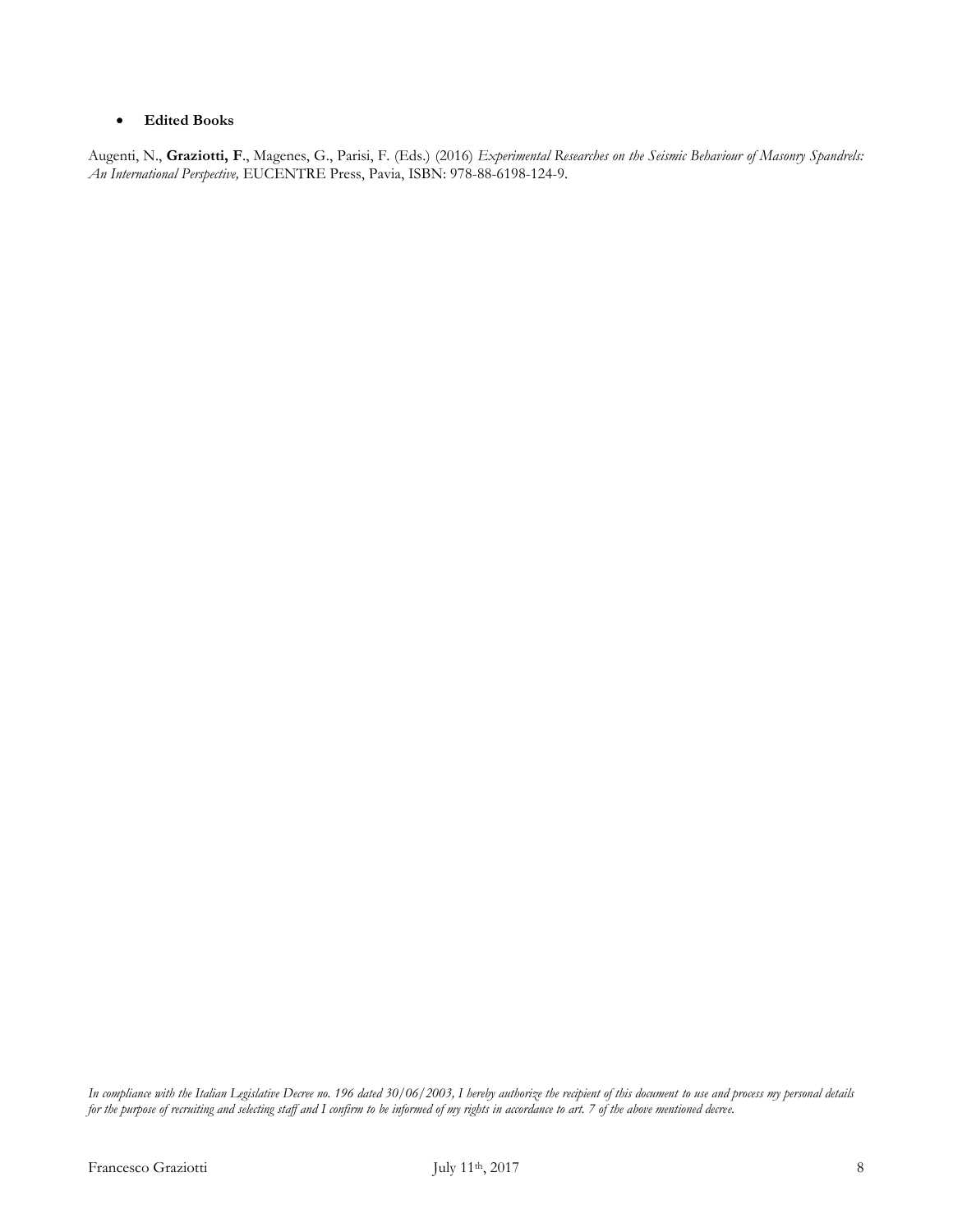- **Edited Books**

Augenti, N., **Graziotti, F**., Magenes, G., Parisi, F. (Eds.) (2016) *Experimental Researches on the Seismic Behaviour of Masonry Spandrels: An International Perspective,* EUCENTRE Press, Pavia, ISBN: 978-88-6198-124-9.

*In compliance with the Italian Legislative Decree no. 196 dated 30/06/2003, I hereby authorize the recipient of this document to use and process my personal details for the purpose of recruiting and selecting staff and I confirm to be informed of my rights in accordance to art. 7 of the above mentioned decree.*